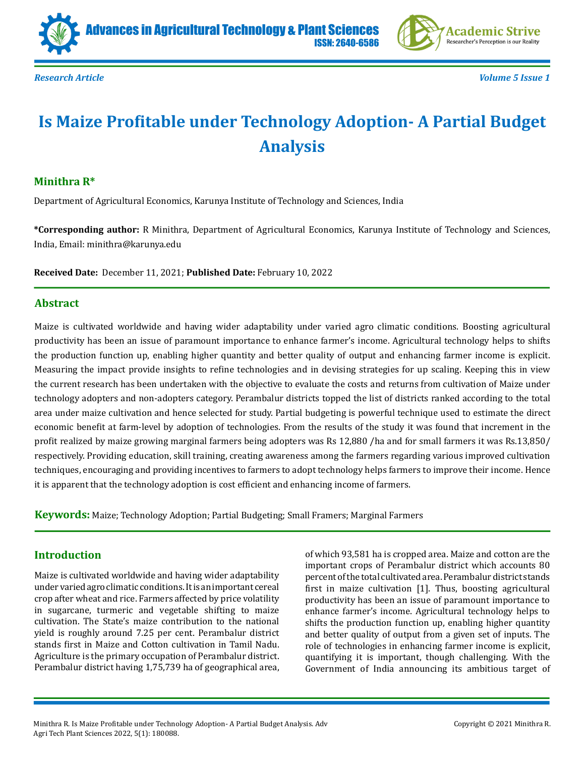Research Article

Volume 5 Issue 1

# Is Maize Profitable under Technology Adoption- A Partial Budget Analysis

**Minithra R\***

Department of Agricultural Economics, Karunya Institute of Technology and Sciences, India

**\*Corresponding author:** R Minithra, Department of Agricultural Economics, Karunya Institute of Technology and Sciences, India, Email: minithra@karunya.edu

**Received Date:** December 11, 2021; **Published Date:** February 10, 2022

## Abstract

Maize is cultivated worldwide and having wider adaptability under varied agro climatic conditions. Boosting agricultural productivity has been an issue of paramount importance to enhance farmer's income. Agricultural technology helps to shifts the production function up, enabling higher quantity and better quality of output and enhancing farmer income is explicit. Measuring the impact provide insights to refine technologies and in devising strategies for up scaling. Keeping this in view the current research has been undertaken with the objective to evaluate the costs and returns from cultivation of Maize under technology adopters and non-adopters category. Perambalur districts topped the list of districts ranked according to the total area under maize cultivation and hence selected for study. Partial budgeting is powerful technique used to estimate the direct economic benefit at farm-level by adoption of technologies. From the results of the study it was found that increment in the profit realized by maize growing marginal farmers being adopters was Rs 12,880 /ha and for small farmers it was Rs.13,850/ respectively. Providing education, skill training, creating awareness among the farmers regarding various improved cultivation techniques, encouraging and providing incentives to farmers to adopt technology helps farmers to improve their income. Hence it is apparent that the technology adoption is cost efficient and enhancing income of farmers.

**Keywords:** Maize; Technology Adoption; Partial Budgeting; Small Framers; Marginal Farmers

## Introduction

Maize is cultivated worldwide and having wider adaptability under varied agro climatic conditions. It is an important cereal crop after wheat and rice. Farmers affected by price volatility in sugarcane, turmeric and vegetable shifting to maize cultivation. The State's maize contribution to the national yield is roughly around 7.25 per cent. Perambalur district stands first in Maize and Cotton cultivation in Tamil Nadu. Agriculture is the primary occupation of Perambalur district. Perambalur district having 1,75,739 ha of geographical area, of which 93,581 ha is cropped area. Maize and cotton are the important crops of Perambalur district which accounts 80 percent of the total cultivated area. Perambalur district stands first in maize cultivation [1]. Thus, boosting agricultural productivity has been an issue of paramount importance to enhance farmer's income. Agricultural technology helps to shifts the production function up, enabling higher quantity and better quality of output from a given set of inputs. The role of technologies in enhancing farmer income is explicit, quantifying it is important, though challenging. With the Government of India announcing its ambitious target of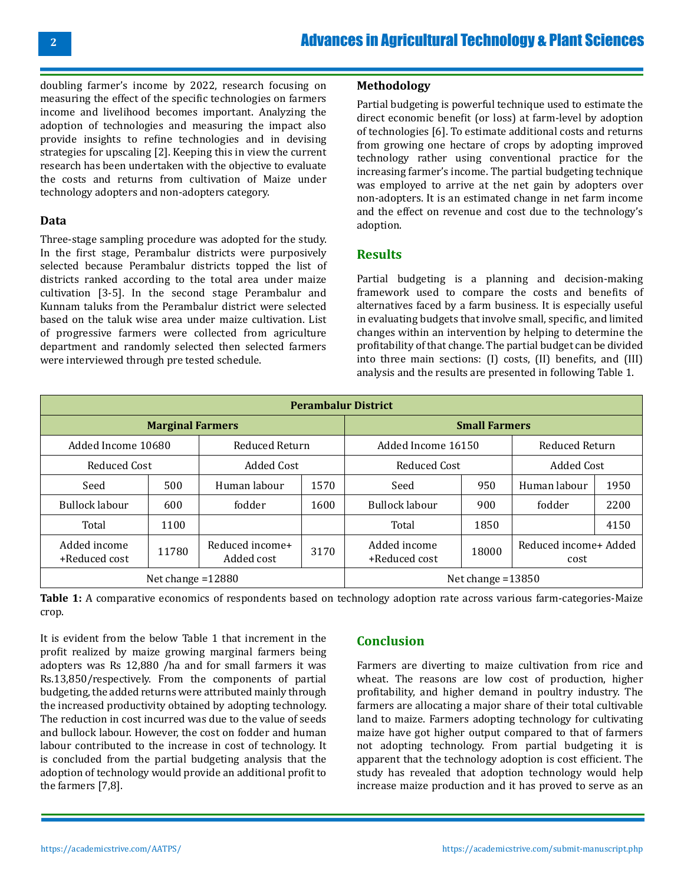doubling farmer's income by 2022, research focusing on measuring the effect of the specific technologies on farmers income and livelihood becomes important. Analyzing the adoption of technologies and measuring the impact also provide insights to refine technologies and in devising strategies for upscaling [2]. Keeping this in view the current research has been undertaken with the objective to evaluate the costs and returns from cultivation of Maize under technology adopters and non-adopters category.

## Data

Three-stage sampling procedure was adopted for the study. In the first stage, Perambalur districts were purposively selected because Perambalur districts topped the list of districts ranked according to the total area under maize cultivation [3-5]. In the second stage Perambalur and Kunnam taluks from the Perambalur district were selected based on the taluk wise area under maize cultivation. List of progressive farmers were collected from agriculture department and randomly selected then selected farmers were interviewed through pre tested schedule.

## Methodology

Partial budgeting is powerful technique used to estimate the direct economic benefit (or loss) at farm-level by adoption of technologies [6]. To estimate additional costs and returns from growing one hectare of crops by adopting improved technology rather using conventional practice for the increasing farmer's income. The partial budgeting technique was employed to arrive at the net gain by adopters over non-adopters. It is an estimated change in net farm income and the effect on revenue and cost due to the technology's adoption.

## Results

Partial budgeting is a planning and decision-making framework used to compare the costs and benefits of alternatives faced by a farm business. It is especially useful in evaluating budgets that involve small, specific, and limited changes within an intervention by helping to determine the profitability of that change. The partial budget can be divided into three main sections: (I) costs, (II) benefits, and (III) analysis and the results are presented in following Table 1.

| Perambalur District | | | | | | | |
|---|---|---|---|---|---|---|---|
| **Marginal Farmers** | | | | **Small Farmers** | | | |
| Added Income 10680 | | Reduced Return | | Added Income 16150 | | Reduced Return | |
| Reduced Cost | | Added Cost | | Reduced Cost | | Added Cost | |
| Seed | 500 | Human labour | 1570 | Seed | 950 | Human labour | 1950 |
| Bullock labour | 600 | fodder | 1600 | Bullock labour | 900 | fodder | 2200 |
| Total | 1100 | | | Total | 1850 | | 4150 |
| Added income +Reduced cost | 11780 | Reduced income+ Added cost | 3170 | Added income +Reduced cost | 18000 | Reduced income+ Added cost | |
| Net change =12880 | | | | Net change =13850 | | | |

**Table 1:** A comparative economics of respondents based on technology adoption rate across various farm-categories-Maize crop.

It is evident from the below Table 1 that increment in the profit realized by maize growing marginal farmers being adopters was Rs 12,880 /ha and for small farmers it was Rs.13,850/respectively. From the components of partial budgeting, the added returns were attributed mainly through the increased productivity obtained by adopting technology. The reduction in cost incurred was due to the value of seeds and bullock labour. However, the cost on fodder and human labour contributed to the increase in cost of technology. It is concluded from the partial budgeting analysis that the adoption of technology would provide an additional profit to the farmers [7,8].

## Conclusion

Farmers are diverting to maize cultivation from rice and wheat. The reasons are low cost of production, higher profitability, and higher demand in poultry industry. The farmers are allocating a major share of their total cultivable land to maize. Farmers adopting technology for cultivating maize have got higher output compared to that of farmers not adopting technology. From partial budgeting it is apparent that the technology adoption is cost efficient. The study has revealed that adoption technology would help increase maize production and it has proved to serve as an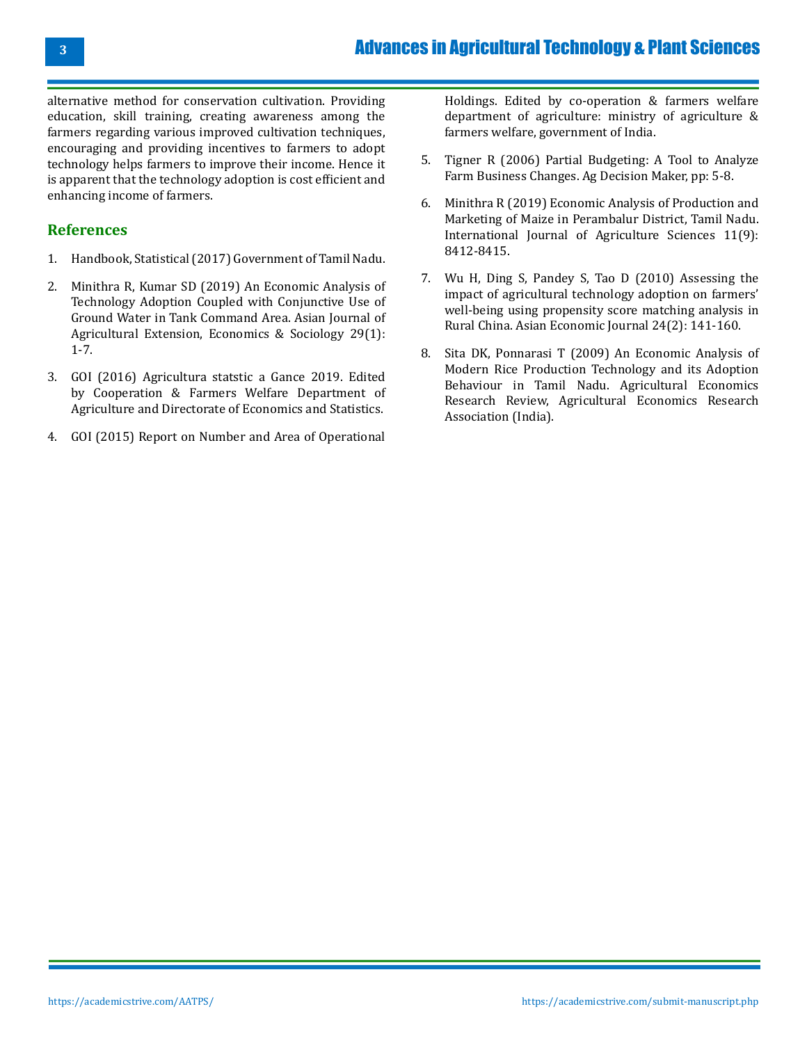alternative method for conservation cultivation. Providing education, skill training, creating awareness among the farmers regarding various improved cultivation techniques, encouraging and providing incentives to farmers to adopt technology helps farmers to improve their income. Hence it is apparent that the technology adoption is cost efficient and enhancing income of farmers.

## References

1. Handbook, Statistical (2017) Government of Tamil Nadu.
2. Minithra R, Kumar SD (2019) An Economic Analysis of Technology Adoption Coupled with Conjunctive Use of Ground Water in Tank Command Area. Asian Journal of Agricultural Extension, Economics & Sociology 29(1): 1-7.
3. GOI (2016) Agricultura statstic a Gance 2019. Edited by Cooperation & Farmers Welfare Department of Agriculture and Directorate of Economics and Statistics.
4. GOI (2015) Report on Number and Area of Operational Holdings. Edited by co-operation & farmers welfare department of agriculture: ministry of agriculture & farmers welfare, government of India.
5. Tigner R (2006) Partial Budgeting: A Tool to Analyze Farm Business Changes. Ag Decision Maker, pp: 5-8.
6. Minithra R (2019) Economic Analysis of Production and Marketing of Maize in Perambalur District, Tamil Nadu. International Journal of Agriculture Sciences 11(9): 8412-8415.
7. Wu H, Ding S, Pandey S, Tao D (2010) Assessing the impact of agricultural technology adoption on farmers' well-being using propensity score matching analysis in Rural China. Asian Economic Journal 24(2): 141-160.
8. Sita DK, Ponnarasi T (2009) An Economic Analysis of Modern Rice Production Technology and its Adoption Behaviour in Tamil Nadu. Agricultural Economics Research Review, Agricultural Economics Research Association (India).